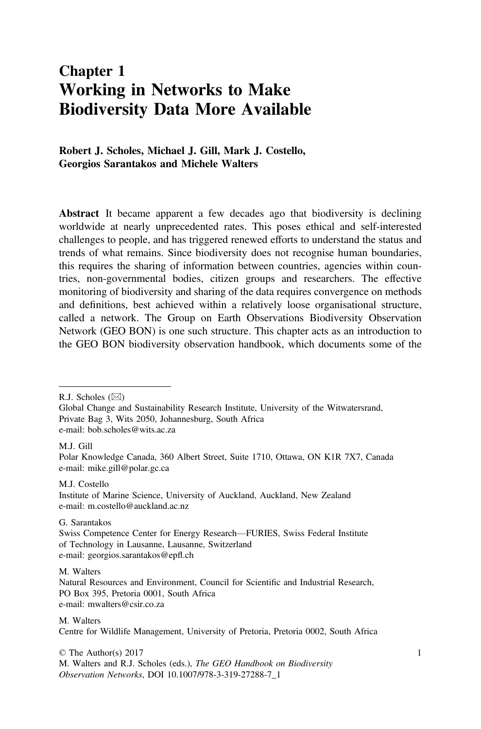# Chapter 1
# Working in Networks to Make Biodiversity Data More Available

**Robert J. Scholes, Michael J. Gill, Mark J. Costello, Georgios Sarantakos and Michele Walters**

**Abstract** It became apparent a few decades ago that biodiversity is declining worldwide at nearly unprecedented rates. This poses ethical and self-interested challenges to people, and has triggered renewed efforts to understand the status and trends of what remains. Since biodiversity does not recognise human boundaries, this requires the sharing of information between countries, agencies within countries, non-governmental bodies, citizen groups and researchers. The effective monitoring of biodiversity and sharing of the data requires convergence on methods and definitions, best achieved within a relatively loose organisational structure, called a network. The Group on Earth Observations Biodiversity Observation Network (GEO BON) is one such structure. This chapter acts as an introduction to the GEO BON biodiversity observation handbook, which documents some of the

---

R.J. Scholes (✉)
Global Change and Sustainability Research Institute, University of the Witwatersrand, Private Bag 3, Wits 2050, Johannesburg, South Africa
e-mail: bob.scholes@wits.ac.za

M.J. Gill
Polar Knowledge Canada, 360 Albert Street, Suite 1710, Ottawa, ON K1R 7X7, Canada
e-mail: mike.gill@polar.gc.ca

M.J. Costello
Institute of Marine Science, University of Auckland, Auckland, New Zealand
e-mail: m.costello@auckland.ac.nz

G. Sarantakos
Swiss Competence Center for Energy Research—FURIES, Swiss Federal Institute of Technology in Lausanne, Lausanne, Switzerland
e-mail: georgios.sarantakos@epfl.ch

M. Walters
Natural Resources and Environment, Council for Scientific and Industrial Research, PO Box 395, Pretoria 0001, South Africa
e-mail: mwalters@csir.co.za

M. Walters
Centre for Wildlife Management, University of Pretoria, Pretoria 0002, South Africa

© The Author(s) 2017
M. Walters and R.J. Scholes (eds.), *The GEO Handbook on Biodiversity Observation Networks*, DOI 10.1007/978-3-319-27288-7_1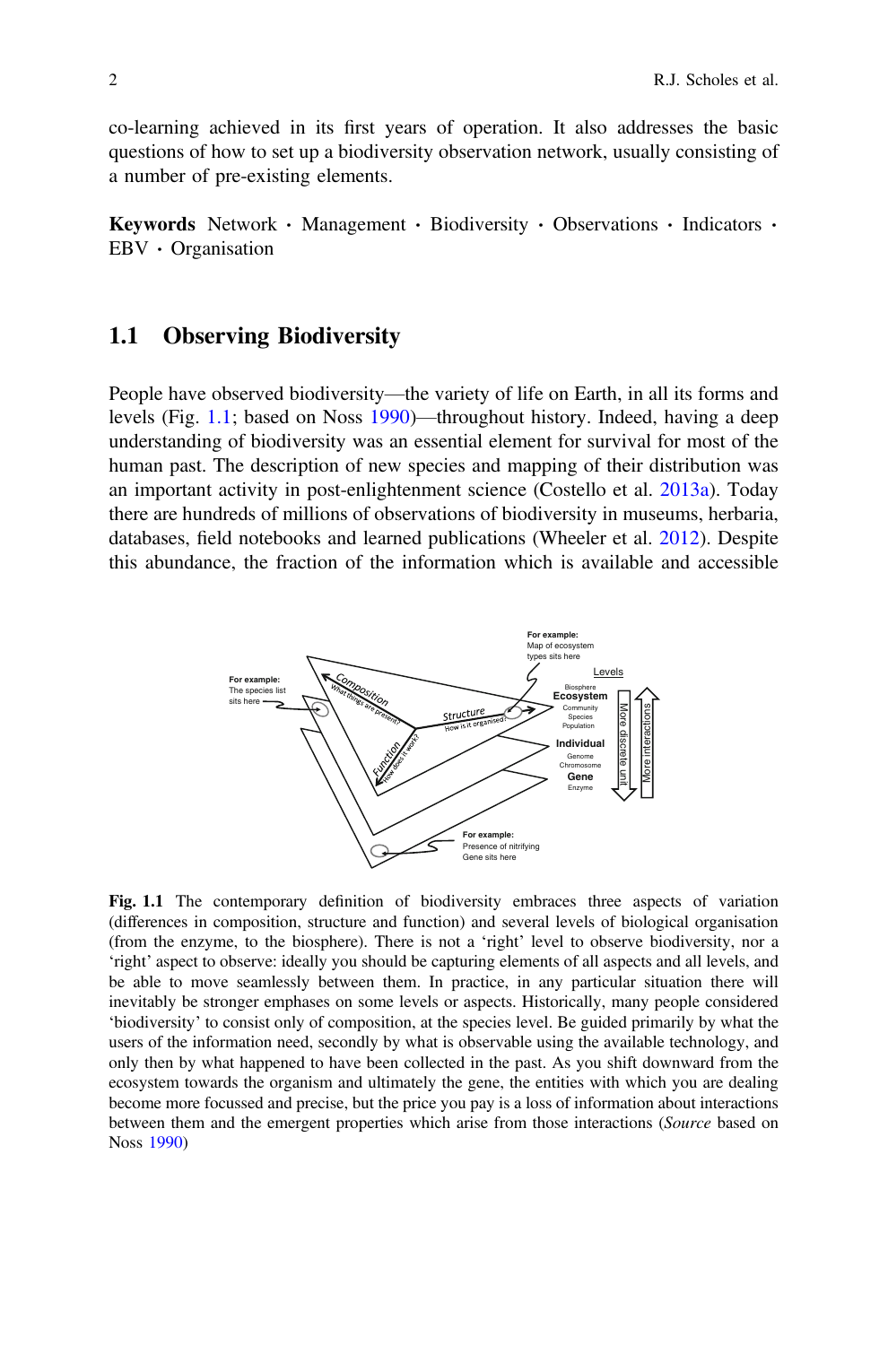co-learning achieved in its first years of operation. It also addresses the basic questions of how to set up a biodiversity observation network, usually consisting of a number of pre-existing elements.

**Keywords** Network · Management · Biodiversity · Observations · Indicators · EBV · Organisation

## 1.1 Observing Biodiversity

People have observed biodiversity—the variety of life on Earth, in all its forms and levels (Fig. 1.1; based on Noss 1990)—throughout history. Indeed, having a deep understanding of biodiversity was an essential element for survival for most of the human past. The description of new species and mapping of their distribution was an important activity in post-enlightenment science (Costello et al. 2013a). Today there are hundreds of millions of observations of biodiversity in museums, herbaria, databases, field notebooks and learned publications (Wheeler et al. 2012). Despite this abundance, the fraction of the information which is available and accessible

**Fig. 1.1** The contemporary definition of biodiversity embraces three aspects of variation (differences in composition, structure and function) and several levels of biological organisation (from the enzyme, to the biosphere). There is not a 'right' level to observe biodiversity, nor a 'right' aspect to observe: ideally you should be capturing elements of all aspects and all levels, and be able to move seamlessly between them. In practice, in any particular situation there will inevitably be stronger emphases on some levels or aspects. Historically, many people considered 'biodiversity' to consist only of composition, at the species level. Be guided primarily by what the users of the information need, secondly by what is observable using the available technology, and only then by what happened to have been collected in the past. As you shift downward from the ecosystem towards the organism and ultimately the gene, the entities with which you are dealing become more focussed and precise, but the price you pay is a loss of information about interactions between them and the emergent properties which arise from those interactions (*Source* based on Noss 1990)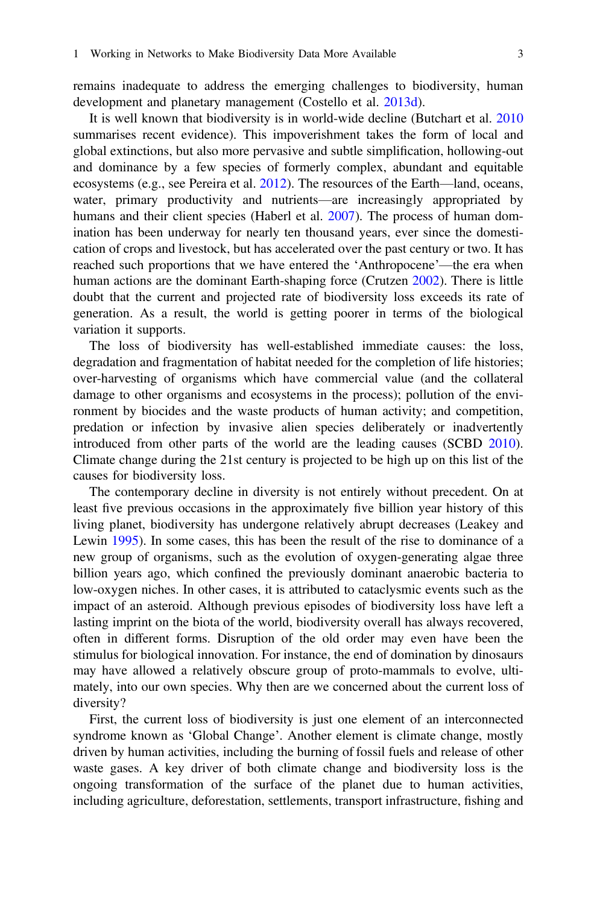remains inadequate to address the emerging challenges to biodiversity, human development and planetary management (Costello et al. 2013d).

It is well known that biodiversity is in world-wide decline (Butchart et al. 2010 summarises recent evidence). This impoverishment takes the form of local and global extinctions, but also more pervasive and subtle simplification, hollowing-out and dominance by a few species of formerly complex, abundant and equitable ecosystems (e.g., see Pereira et al. 2012). The resources of the Earth—land, oceans, water, primary productivity and nutrients—are increasingly appropriated by humans and their client species (Haberl et al. 2007). The process of human domination has been underway for nearly ten thousand years, ever since the domestication of crops and livestock, but has accelerated over the past century or two. It has reached such proportions that we have entered the 'Anthropocene'—the era when human actions are the dominant Earth-shaping force (Crutzen 2002). There is little doubt that the current and projected rate of biodiversity loss exceeds its rate of generation. As a result, the world is getting poorer in terms of the biological variation it supports.

The loss of biodiversity has well-established immediate causes: the loss, degradation and fragmentation of habitat needed for the completion of life histories; over-harvesting of organisms which have commercial value (and the collateral damage to other organisms and ecosystems in the process); pollution of the environment by biocides and the waste products of human activity; and competition, predation or infection by invasive alien species deliberately or inadvertently introduced from other parts of the world are the leading causes (SCBD 2010). Climate change during the 21st century is projected to be high up on this list of the causes for biodiversity loss.

The contemporary decline in diversity is not entirely without precedent. On at least five previous occasions in the approximately five billion year history of this living planet, biodiversity has undergone relatively abrupt decreases (Leakey and Lewin 1995). In some cases, this has been the result of the rise to dominance of a new group of organisms, such as the evolution of oxygen-generating algae three billion years ago, which confined the previously dominant anaerobic bacteria to low-oxygen niches. In other cases, it is attributed to cataclysmic events such as the impact of an asteroid. Although previous episodes of biodiversity loss have left a lasting imprint on the biota of the world, biodiversity overall has always recovered, often in different forms. Disruption of the old order may even have been the stimulus for biological innovation. For instance, the end of domination by dinosaurs may have allowed a relatively obscure group of proto-mammals to evolve, ultimately, into our own species. Why then are we concerned about the current loss of diversity?

First, the current loss of biodiversity is just one element of an interconnected syndrome known as 'Global Change'. Another element is climate change, mostly driven by human activities, including the burning of fossil fuels and release of other waste gases. A key driver of both climate change and biodiversity loss is the ongoing transformation of the surface of the planet due to human activities, including agriculture, deforestation, settlements, transport infrastructure, fishing and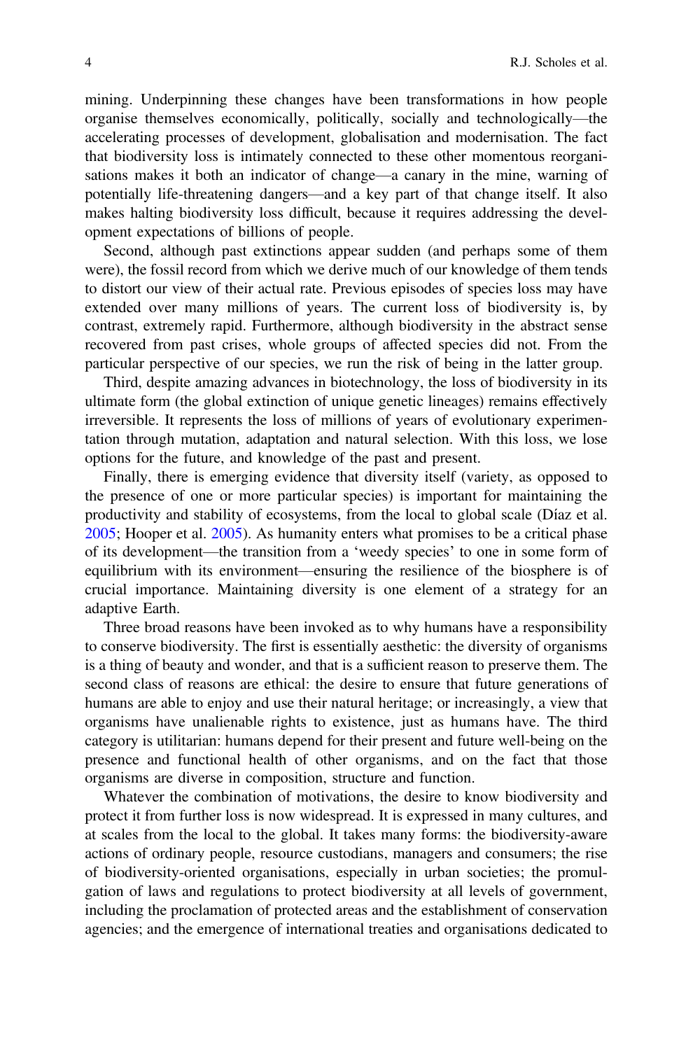mining. Underpinning these changes have been transformations in how people organise themselves economically, politically, socially and technologically—the accelerating processes of development, globalisation and modernisation. The fact that biodiversity loss is intimately connected to these other momentous reorganisations makes it both an indicator of change—a canary in the mine, warning of potentially life-threatening dangers—and a key part of that change itself. It also makes halting biodiversity loss difficult, because it requires addressing the development expectations of billions of people.

Second, although past extinctions appear sudden (and perhaps some of them were), the fossil record from which we derive much of our knowledge of them tends to distort our view of their actual rate. Previous episodes of species loss may have extended over many millions of years. The current loss of biodiversity is, by contrast, extremely rapid. Furthermore, although biodiversity in the abstract sense recovered from past crises, whole groups of affected species did not. From the particular perspective of our species, we run the risk of being in the latter group.

Third, despite amazing advances in biotechnology, the loss of biodiversity in its ultimate form (the global extinction of unique genetic lineages) remains effectively irreversible. It represents the loss of millions of years of evolutionary experimentation through mutation, adaptation and natural selection. With this loss, we lose options for the future, and knowledge of the past and present.

Finally, there is emerging evidence that diversity itself (variety, as opposed to the presence of one or more particular species) is important for maintaining the productivity and stability of ecosystems, from the local to global scale (Díaz et al. 2005; Hooper et al. 2005). As humanity enters what promises to be a critical phase of its development—the transition from a 'weedy species' to one in some form of equilibrium with its environment—ensuring the resilience of the biosphere is of crucial importance. Maintaining diversity is one element of a strategy for an adaptive Earth.

Three broad reasons have been invoked as to why humans have a responsibility to conserve biodiversity. The first is essentially aesthetic: the diversity of organisms is a thing of beauty and wonder, and that is a sufficient reason to preserve them. The second class of reasons are ethical: the desire to ensure that future generations of humans are able to enjoy and use their natural heritage; or increasingly, a view that organisms have unalienable rights to existence, just as humans have. The third category is utilitarian: humans depend for their present and future well-being on the presence and functional health of other organisms, and on the fact that those organisms are diverse in composition, structure and function.

Whatever the combination of motivations, the desire to know biodiversity and protect it from further loss is now widespread. It is expressed in many cultures, and at scales from the local to the global. It takes many forms: the biodiversity-aware actions of ordinary people, resource custodians, managers and consumers; the rise of biodiversity-oriented organisations, especially in urban societies; the promulgation of laws and regulations to protect biodiversity at all levels of government, including the proclamation of protected areas and the establishment of conservation agencies; and the emergence of international treaties and organisations dedicated to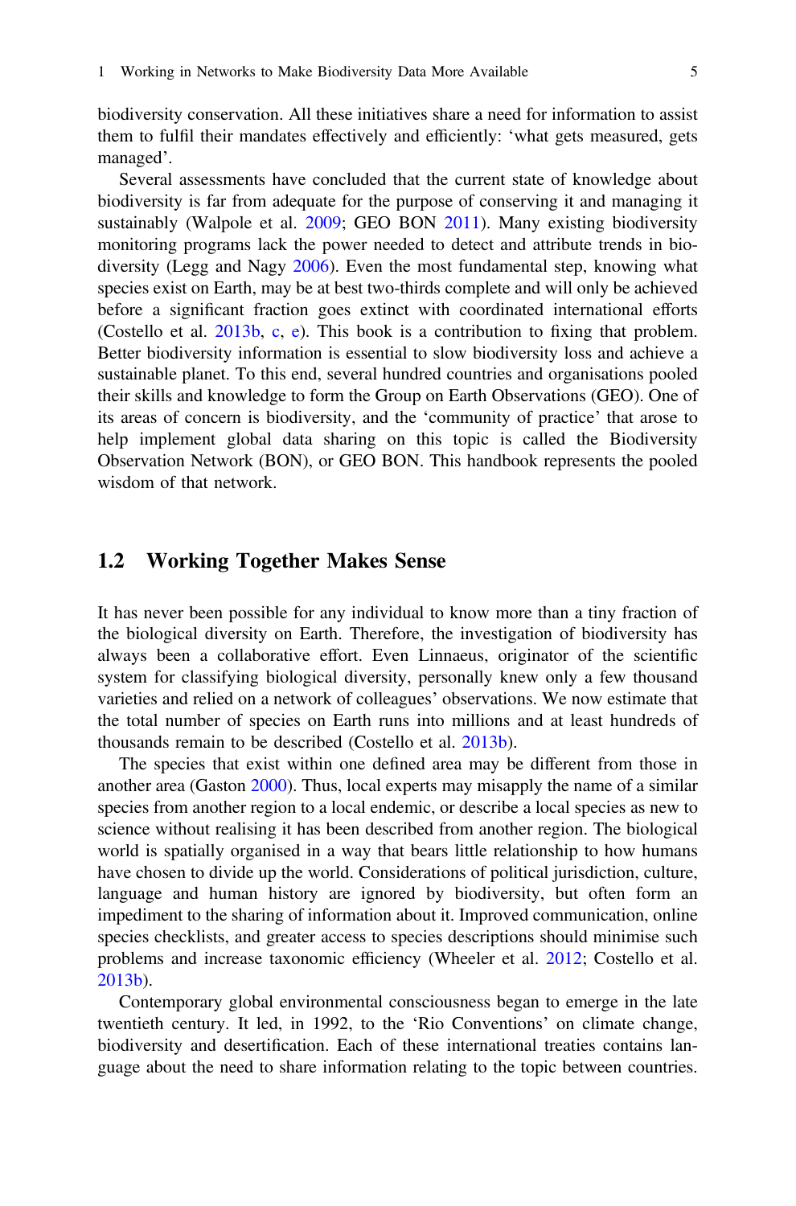biodiversity conservation. All these initiatives share a need for information to assist them to fulfil their mandates effectively and efficiently: 'what gets measured, gets managed'.

Several assessments have concluded that the current state of knowledge about biodiversity is far from adequate for the purpose of conserving it and managing it sustainably (Walpole et al. 2009; GEO BON 2011). Many existing biodiversity monitoring programs lack the power needed to detect and attribute trends in biodiversity (Legg and Nagy 2006). Even the most fundamental step, knowing what species exist on Earth, may be at best two-thirds complete and will only be achieved before a significant fraction goes extinct with coordinated international efforts (Costello et al. 2013b, c, e). This book is a contribution to fixing that problem. Better biodiversity information is essential to slow biodiversity loss and achieve a sustainable planet. To this end, several hundred countries and organisations pooled their skills and knowledge to form the Group on Earth Observations (GEO). One of its areas of concern is biodiversity, and the 'community of practice' that arose to help implement global data sharing on this topic is called the Biodiversity Observation Network (BON), or GEO BON. This handbook represents the pooled wisdom of that network.

## 1.2 Working Together Makes Sense

It has never been possible for any individual to know more than a tiny fraction of the biological diversity on Earth. Therefore, the investigation of biodiversity has always been a collaborative effort. Even Linnaeus, originator of the scientific system for classifying biological diversity, personally knew only a few thousand varieties and relied on a network of colleagues' observations. We now estimate that the total number of species on Earth runs into millions and at least hundreds of thousands remain to be described (Costello et al. 2013b).

The species that exist within one defined area may be different from those in another area (Gaston 2000). Thus, local experts may misapply the name of a similar species from another region to a local endemic, or describe a local species as new to science without realising it has been described from another region. The biological world is spatially organised in a way that bears little relationship to how humans have chosen to divide up the world. Considerations of political jurisdiction, culture, language and human history are ignored by biodiversity, but often form an impediment to the sharing of information about it. Improved communication, online species checklists, and greater access to species descriptions should minimise such problems and increase taxonomic efficiency (Wheeler et al. 2012; Costello et al. 2013b).

Contemporary global environmental consciousness began to emerge in the late twentieth century. It led, in 1992, to the 'Rio Conventions' on climate change, biodiversity and desertification. Each of these international treaties contains language about the need to share information relating to the topic between countries.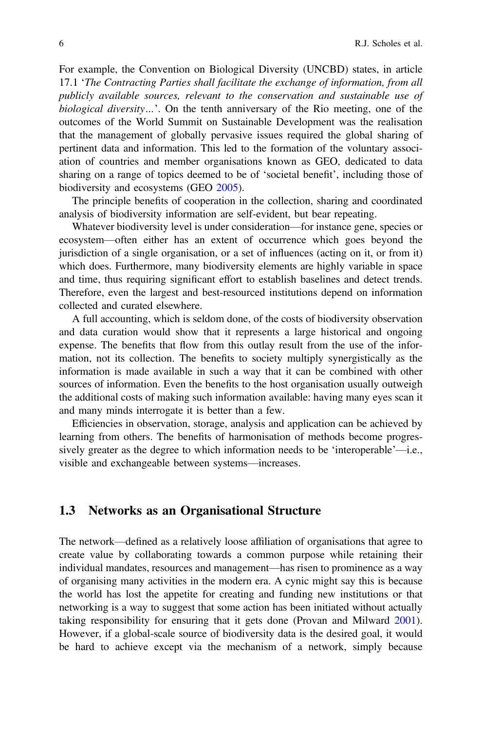For example, the Convention on Biological Diversity (UNCBD) states, in article 17.1 '*The Contracting Parties shall facilitate the exchange of information, from all publicly available sources, relevant to the conservation and sustainable use of biological diversity…*'. On the tenth anniversary of the Rio meeting, one of the outcomes of the World Summit on Sustainable Development was the realisation that the management of globally pervasive issues required the global sharing of pertinent data and information. This led to the formation of the voluntary association of countries and member organisations known as GEO, dedicated to data sharing on a range of topics deemed to be of 'societal benefit', including those of biodiversity and ecosystems (GEO 2005).

The principle benefits of cooperation in the collection, sharing and coordinated analysis of biodiversity information are self-evident, but bear repeating.

Whatever biodiversity level is under consideration—for instance gene, species or ecosystem—often either has an extent of occurrence which goes beyond the jurisdiction of a single organisation, or a set of influences (acting on it, or from it) which does. Furthermore, many biodiversity elements are highly variable in space and time, thus requiring significant effort to establish baselines and detect trends. Therefore, even the largest and best-resourced institutions depend on information collected and curated elsewhere.

A full accounting, which is seldom done, of the costs of biodiversity observation and data curation would show that it represents a large historical and ongoing expense. The benefits that flow from this outlay result from the use of the information, not its collection. The benefits to society multiply synergistically as the information is made available in such a way that it can be combined with other sources of information. Even the benefits to the host organisation usually outweigh the additional costs of making such information available: having many eyes scan it and many minds interrogate it is better than a few.

Efficiencies in observation, storage, analysis and application can be achieved by learning from others. The benefits of harmonisation of methods become progressively greater as the degree to which information needs to be 'interoperable'—i.e., visible and exchangeable between systems—increases.

## 1.3 Networks as an Organisational Structure

The network—defined as a relatively loose affiliation of organisations that agree to create value by collaborating towards a common purpose while retaining their individual mandates, resources and management—has risen to prominence as a way of organising many activities in the modern era. A cynic might say this is because the world has lost the appetite for creating and funding new institutions or that networking is a way to suggest that some action has been initiated without actually taking responsibility for ensuring that it gets done (Provan and Milward 2001). However, if a global-scale source of biodiversity data is the desired goal, it would be hard to achieve except via the mechanism of a network, simply because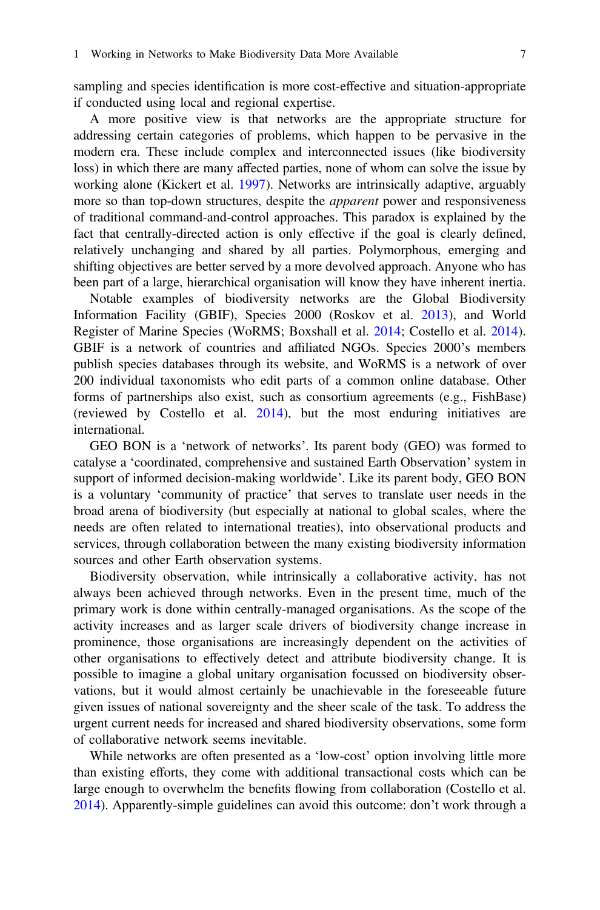sampling and species identification is more cost-effective and situation-appropriate if conducted using local and regional expertise.

A more positive view is that networks are the appropriate structure for addressing certain categories of problems, which happen to be pervasive in the modern era. These include complex and interconnected issues (like biodiversity loss) in which there are many affected parties, none of whom can solve the issue by working alone (Kickert et al. 1997). Networks are intrinsically adaptive, arguably more so than top-down structures, despite the *apparent* power and responsiveness of traditional command-and-control approaches. This paradox is explained by the fact that centrally-directed action is only effective if the goal is clearly defined, relatively unchanging and shared by all parties. Polymorphous, emerging and shifting objectives are better served by a more devolved approach. Anyone who has been part of a large, hierarchical organisation will know they have inherent inertia.

Notable examples of biodiversity networks are the Global Biodiversity Information Facility (GBIF), Species 2000 (Roskov et al. 2013), and World Register of Marine Species (WoRMS; Boxshall et al. 2014; Costello et al. 2014). GBIF is a network of countries and affiliated NGOs. Species 2000's members publish species databases through its website, and WoRMS is a network of over 200 individual taxonomists who edit parts of a common online database. Other forms of partnerships also exist, such as consortium agreements (e.g., FishBase) (reviewed by Costello et al. 2014), but the most enduring initiatives are international.

GEO BON is a 'network of networks'. Its parent body (GEO) was formed to catalyse a 'coordinated, comprehensive and sustained Earth Observation' system in support of informed decision-making worldwide'. Like its parent body, GEO BON is a voluntary 'community of practice' that serves to translate user needs in the broad arena of biodiversity (but especially at national to global scales, where the needs are often related to international treaties), into observational products and services, through collaboration between the many existing biodiversity information sources and other Earth observation systems.

Biodiversity observation, while intrinsically a collaborative activity, has not always been achieved through networks. Even in the present time, much of the primary work is done within centrally-managed organisations. As the scope of the activity increases and as larger scale drivers of biodiversity change increase in prominence, those organisations are increasingly dependent on the activities of other organisations to effectively detect and attribute biodiversity change. It is possible to imagine a global unitary organisation focussed on biodiversity observations, but it would almost certainly be unachievable in the foreseeable future given issues of national sovereignty and the sheer scale of the task. To address the urgent current needs for increased and shared biodiversity observations, some form of collaborative network seems inevitable.

While networks are often presented as a 'low-cost' option involving little more than existing efforts, they come with additional transactional costs which can be large enough to overwhelm the benefits flowing from collaboration (Costello et al. 2014). Apparently-simple guidelines can avoid this outcome: don't work through a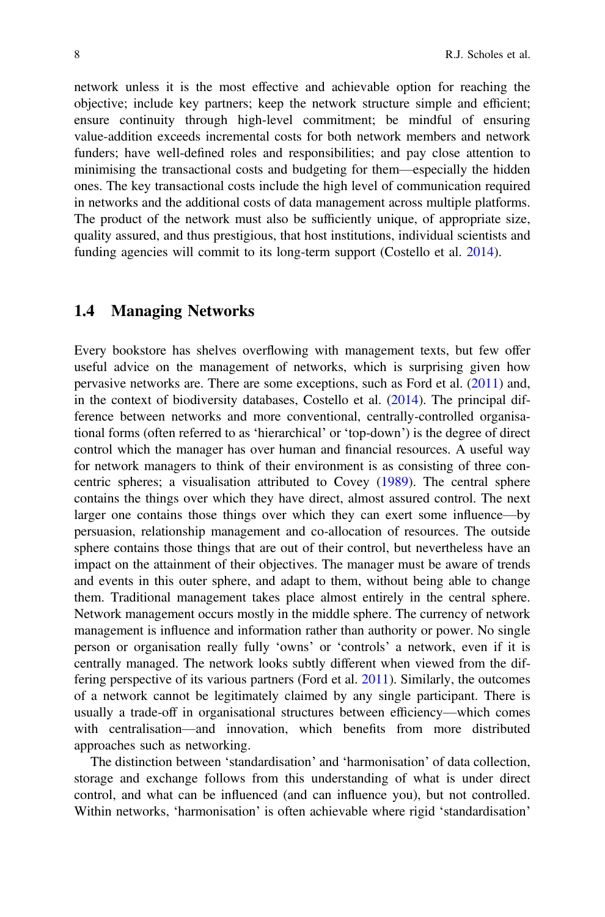network unless it is the most effective and achievable option for reaching the objective; include key partners; keep the network structure simple and efficient; ensure continuity through high-level commitment; be mindful of ensuring value-addition exceeds incremental costs for both network members and network funders; have well-defined roles and responsibilities; and pay close attention to minimising the transactional costs and budgeting for them—especially the hidden ones. The key transactional costs include the high level of communication required in networks and the additional costs of data management across multiple platforms. The product of the network must also be sufficiently unique, of appropriate size, quality assured, and thus prestigious, that host institutions, individual scientists and funding agencies will commit to its long-term support (Costello et al. 2014).

## 1.4 Managing Networks

Every bookstore has shelves overflowing with management texts, but few offer useful advice on the management of networks, which is surprising given how pervasive networks are. There are some exceptions, such as Ford et al. (2011) and, in the context of biodiversity databases, Costello et al. (2014). The principal difference between networks and more conventional, centrally-controlled organisational forms (often referred to as 'hierarchical' or 'top-down') is the degree of direct control which the manager has over human and financial resources. A useful way for network managers to think of their environment is as consisting of three concentric spheres; a visualisation attributed to Covey (1989). The central sphere contains the things over which they have direct, almost assured control. The next larger one contains those things over which they can exert some influence—by persuasion, relationship management and co-allocation of resources. The outside sphere contains those things that are out of their control, but nevertheless have an impact on the attainment of their objectives. The manager must be aware of trends and events in this outer sphere, and adapt to them, without being able to change them. Traditional management takes place almost entirely in the central sphere. Network management occurs mostly in the middle sphere. The currency of network management is influence and information rather than authority or power. No single person or organisation really fully 'owns' or 'controls' a network, even if it is centrally managed. The network looks subtly different when viewed from the differing perspective of its various partners (Ford et al. 2011). Similarly, the outcomes of a network cannot be legitimately claimed by any single participant. There is usually a trade-off in organisational structures between efficiency—which comes with centralisation—and innovation, which benefits from more distributed approaches such as networking.

The distinction between 'standardisation' and 'harmonisation' of data collection, storage and exchange follows from this understanding of what is under direct control, and what can be influenced (and can influence you), but not controlled. Within networks, 'harmonisation' is often achievable where rigid 'standardisation'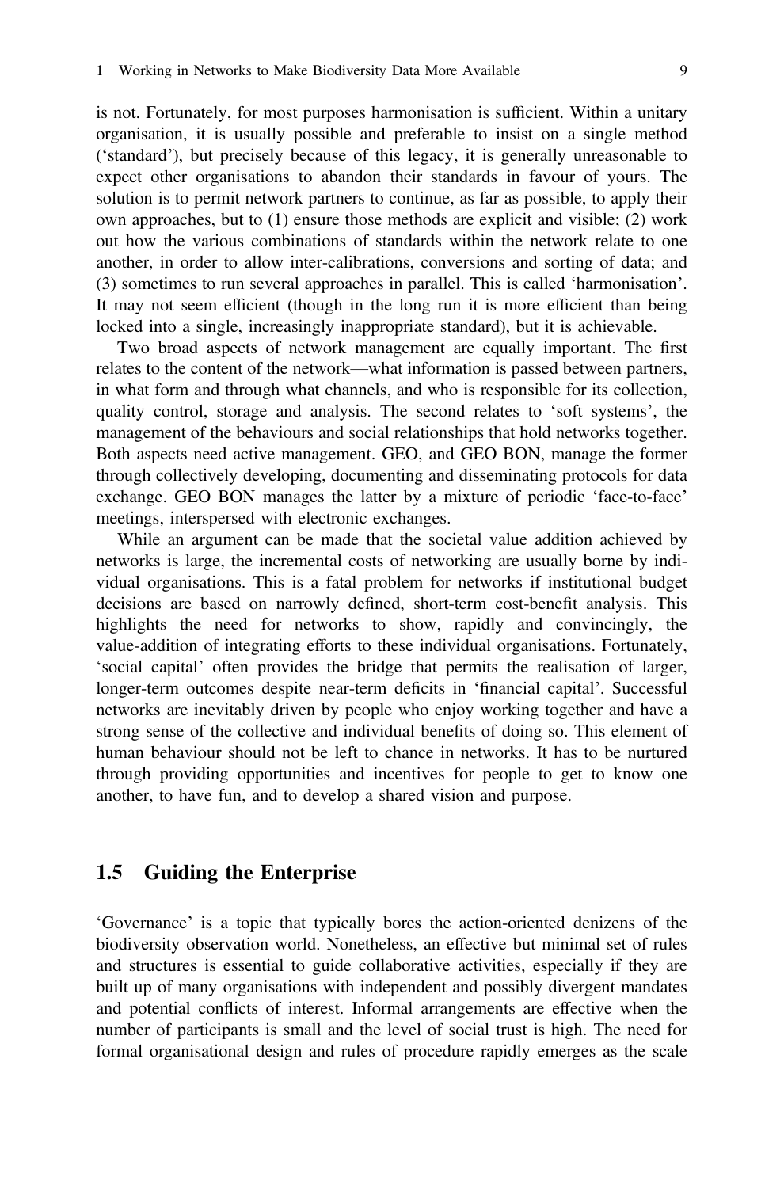is not. Fortunately, for most purposes harmonisation is sufficient. Within a unitary organisation, it is usually possible and preferable to insist on a single method ('standard'), but precisely because of this legacy, it is generally unreasonable to expect other organisations to abandon their standards in favour of yours. The solution is to permit network partners to continue, as far as possible, to apply their own approaches, but to (1) ensure those methods are explicit and visible; (2) work out how the various combinations of standards within the network relate to one another, in order to allow inter-calibrations, conversions and sorting of data; and (3) sometimes to run several approaches in parallel. This is called 'harmonisation'. It may not seem efficient (though in the long run it is more efficient than being locked into a single, increasingly inappropriate standard), but it is achievable.

Two broad aspects of network management are equally important. The first relates to the content of the network—what information is passed between partners, in what form and through what channels, and who is responsible for its collection, quality control, storage and analysis. The second relates to 'soft systems', the management of the behaviours and social relationships that hold networks together. Both aspects need active management. GEO, and GEO BON, manage the former through collectively developing, documenting and disseminating protocols for data exchange. GEO BON manages the latter by a mixture of periodic 'face-to-face' meetings, interspersed with electronic exchanges.

While an argument can be made that the societal value addition achieved by networks is large, the incremental costs of networking are usually borne by individual organisations. This is a fatal problem for networks if institutional budget decisions are based on narrowly defined, short-term cost-benefit analysis. This highlights the need for networks to show, rapidly and convincingly, the value-addition of integrating efforts to these individual organisations. Fortunately, 'social capital' often provides the bridge that permits the realisation of larger, longer-term outcomes despite near-term deficits in 'financial capital'. Successful networks are inevitably driven by people who enjoy working together and have a strong sense of the collective and individual benefits of doing so. This element of human behaviour should not be left to chance in networks. It has to be nurtured through providing opportunities and incentives for people to get to know one another, to have fun, and to develop a shared vision and purpose.

## 1.5 Guiding the Enterprise

'Governance' is a topic that typically bores the action-oriented denizens of the biodiversity observation world. Nonetheless, an effective but minimal set of rules and structures is essential to guide collaborative activities, especially if they are built up of many organisations with independent and possibly divergent mandates and potential conflicts of interest. Informal arrangements are effective when the number of participants is small and the level of social trust is high. The need for formal organisational design and rules of procedure rapidly emerges as the scale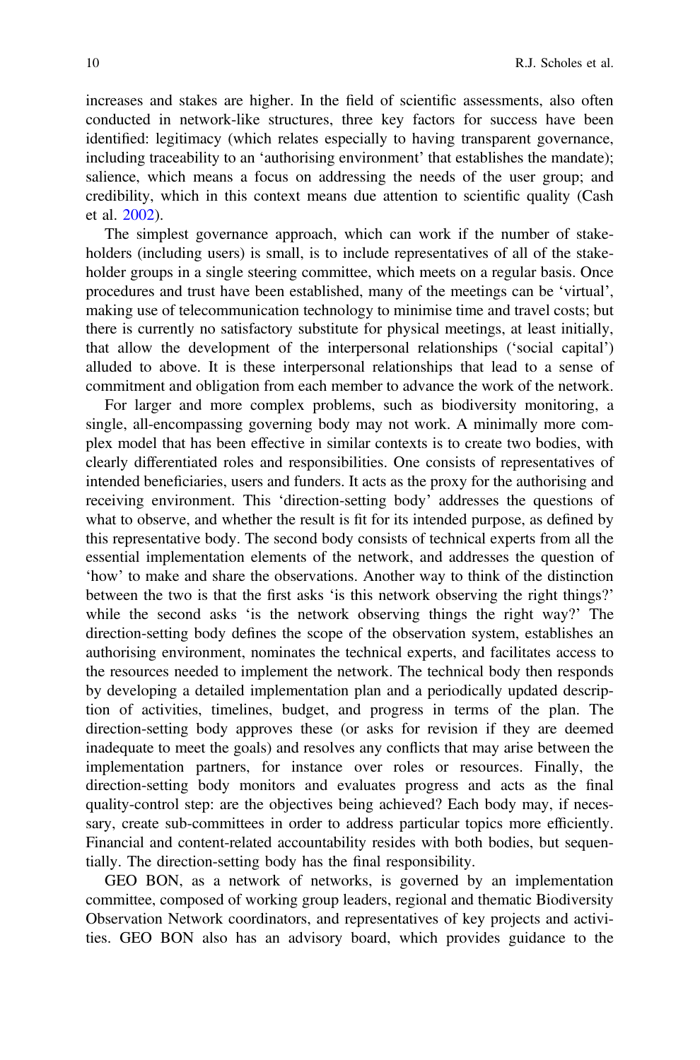increases and stakes are higher. In the field of scientific assessments, also often conducted in network-like structures, three key factors for success have been identified: legitimacy (which relates especially to having transparent governance, including traceability to an 'authorising environment' that establishes the mandate); salience, which means a focus on addressing the needs of the user group; and credibility, which in this context means due attention to scientific quality (Cash et al. 2002).

The simplest governance approach, which can work if the number of stakeholders (including users) is small, is to include representatives of all of the stakeholder groups in a single steering committee, which meets on a regular basis. Once procedures and trust have been established, many of the meetings can be 'virtual', making use of telecommunication technology to minimise time and travel costs; but there is currently no satisfactory substitute for physical meetings, at least initially, that allow the development of the interpersonal relationships ('social capital') alluded to above. It is these interpersonal relationships that lead to a sense of commitment and obligation from each member to advance the work of the network.

For larger and more complex problems, such as biodiversity monitoring, a single, all-encompassing governing body may not work. A minimally more complex model that has been effective in similar contexts is to create two bodies, with clearly differentiated roles and responsibilities. One consists of representatives of intended beneficiaries, users and funders. It acts as the proxy for the authorising and receiving environment. This 'direction-setting body' addresses the questions of what to observe, and whether the result is fit for its intended purpose, as defined by this representative body. The second body consists of technical experts from all the essential implementation elements of the network, and addresses the question of 'how' to make and share the observations. Another way to think of the distinction between the two is that the first asks 'is this network observing the right things?' while the second asks 'is the network observing things the right way?' The direction-setting body defines the scope of the observation system, establishes an authorising environment, nominates the technical experts, and facilitates access to the resources needed to implement the network. The technical body then responds by developing a detailed implementation plan and a periodically updated description of activities, timelines, budget, and progress in terms of the plan. The direction-setting body approves these (or asks for revision if they are deemed inadequate to meet the goals) and resolves any conflicts that may arise between the implementation partners, for instance over roles or resources. Finally, the direction-setting body monitors and evaluates progress and acts as the final quality-control step: are the objectives being achieved? Each body may, if necessary, create sub-committees in order to address particular topics more efficiently. Financial and content-related accountability resides with both bodies, but sequentially. The direction-setting body has the final responsibility.

GEO BON, as a network of networks, is governed by an implementation committee, composed of working group leaders, regional and thematic Biodiversity Observation Network coordinators, and representatives of key projects and activities. GEO BON also has an advisory board, which provides guidance to the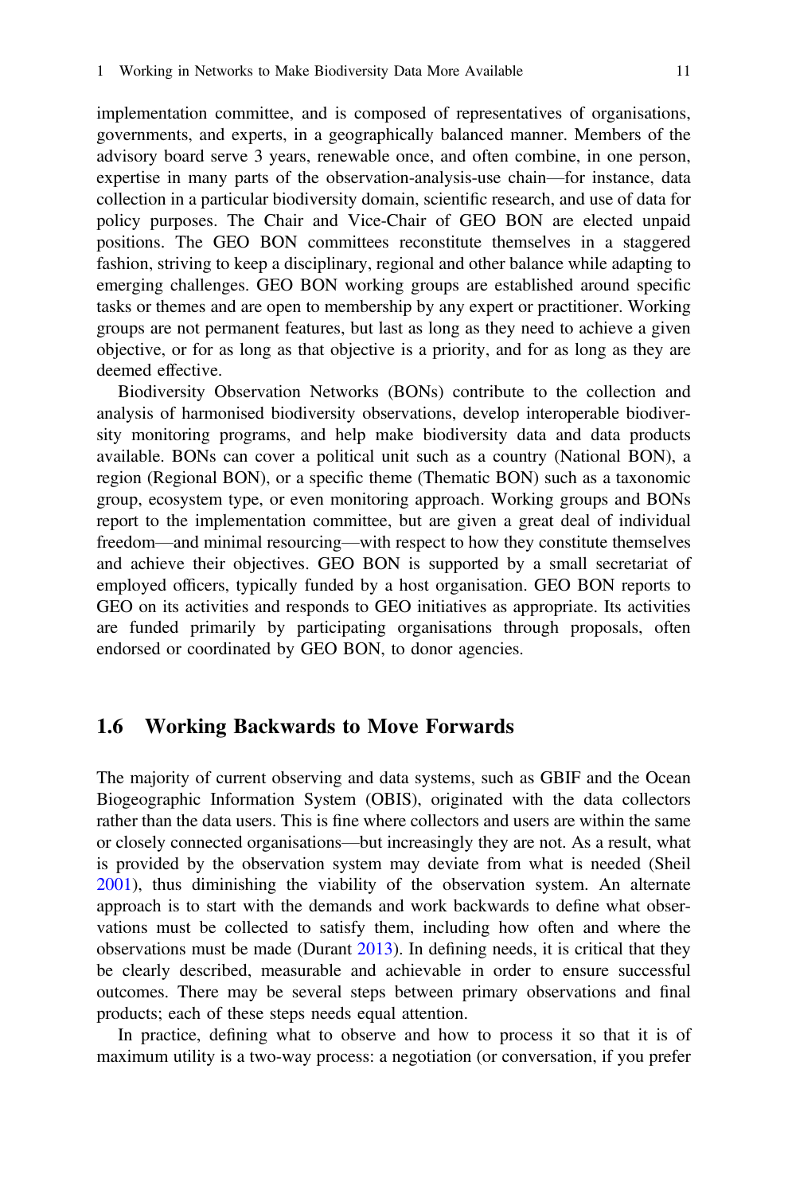implementation committee, and is composed of representatives of organisations, governments, and experts, in a geographically balanced manner. Members of the advisory board serve 3 years, renewable once, and often combine, in one person, expertise in many parts of the observation-analysis-use chain—for instance, data collection in a particular biodiversity domain, scientific research, and use of data for policy purposes. The Chair and Vice-Chair of GEO BON are elected unpaid positions. The GEO BON committees reconstitute themselves in a staggered fashion, striving to keep a disciplinary, regional and other balance while adapting to emerging challenges. GEO BON working groups are established around specific tasks or themes and are open to membership by any expert or practitioner. Working groups are not permanent features, but last as long as they need to achieve a given objective, or for as long as that objective is a priority, and for as long as they are deemed effective.

Biodiversity Observation Networks (BONs) contribute to the collection and analysis of harmonised biodiversity observations, develop interoperable biodiversity monitoring programs, and help make biodiversity data and data products available. BONs can cover a political unit such as a country (National BON), a region (Regional BON), or a specific theme (Thematic BON) such as a taxonomic group, ecosystem type, or even monitoring approach. Working groups and BONs report to the implementation committee, but are given a great deal of individual freedom—and minimal resourcing—with respect to how they constitute themselves and achieve their objectives. GEO BON is supported by a small secretariat of employed officers, typically funded by a host organisation. GEO BON reports to GEO on its activities and responds to GEO initiatives as appropriate. Its activities are funded primarily by participating organisations through proposals, often endorsed or coordinated by GEO BON, to donor agencies.

## 1.6 Working Backwards to Move Forwards

The majority of current observing and data systems, such as GBIF and the Ocean Biogeographic Information System (OBIS), originated with the data collectors rather than the data users. This is fine where collectors and users are within the same or closely connected organisations—but increasingly they are not. As a result, what is provided by the observation system may deviate from what is needed (Sheil 2001), thus diminishing the viability of the observation system. An alternate approach is to start with the demands and work backwards to define what observations must be collected to satisfy them, including how often and where the observations must be made (Durant 2013). In defining needs, it is critical that they be clearly described, measurable and achievable in order to ensure successful outcomes. There may be several steps between primary observations and final products; each of these steps needs equal attention.

In practice, defining what to observe and how to process it so that it is of maximum utility is a two-way process: a negotiation (or conversation, if you prefer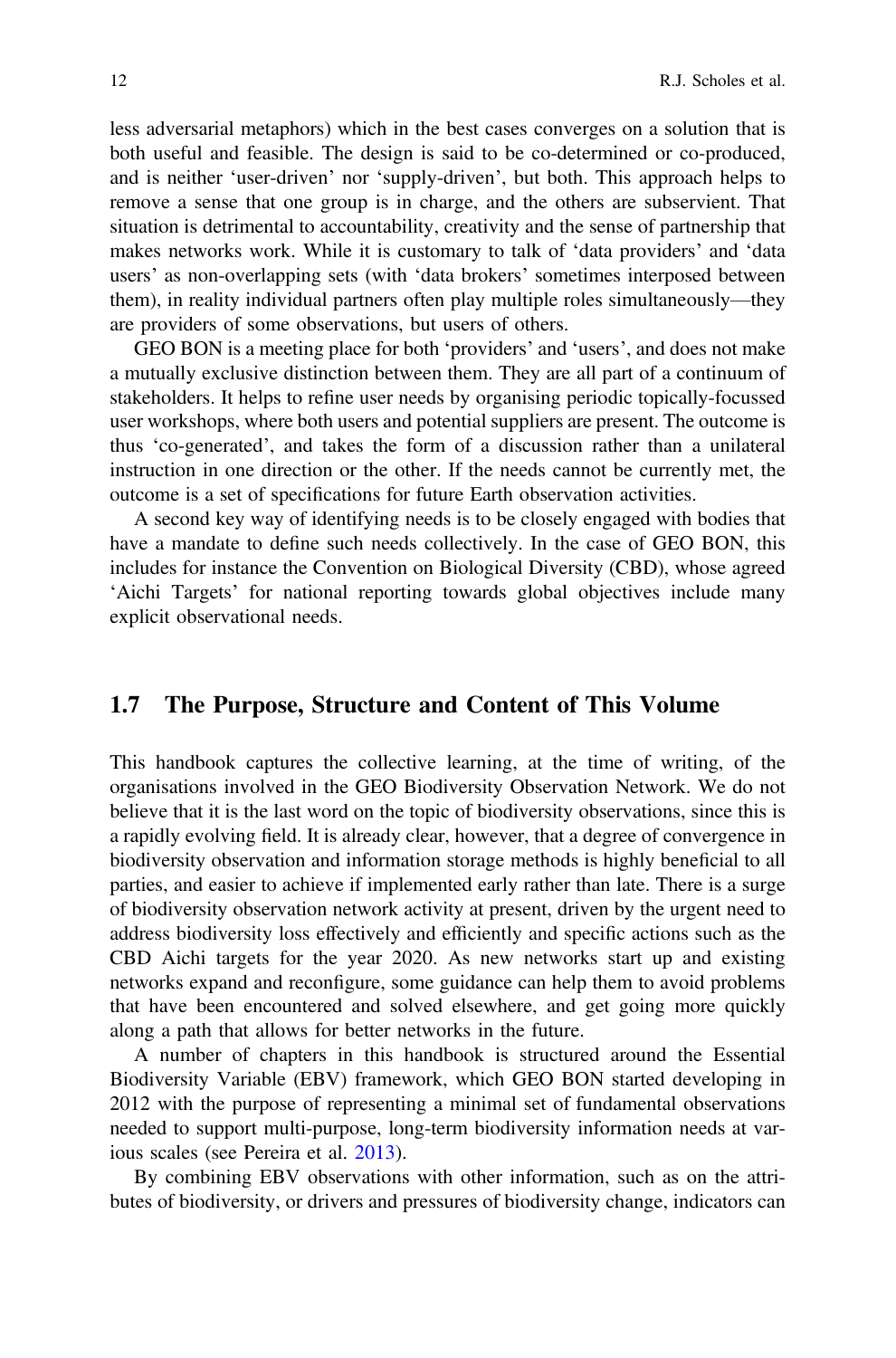less adversarial metaphors) which in the best cases converges on a solution that is both useful and feasible. The design is said to be co-determined or co-produced, and is neither 'user-driven' nor 'supply-driven', but both. This approach helps to remove a sense that one group is in charge, and the others are subservient. That situation is detrimental to accountability, creativity and the sense of partnership that makes networks work. While it is customary to talk of 'data providers' and 'data users' as non-overlapping sets (with 'data brokers' sometimes interposed between them), in reality individual partners often play multiple roles simultaneously—they are providers of some observations, but users of others.

GEO BON is a meeting place for both 'providers' and 'users', and does not make a mutually exclusive distinction between them. They are all part of a continuum of stakeholders. It helps to refine user needs by organising periodic topically-focussed user workshops, where both users and potential suppliers are present. The outcome is thus 'co-generated', and takes the form of a discussion rather than a unilateral instruction in one direction or the other. If the needs cannot be currently met, the outcome is a set of specifications for future Earth observation activities.

A second key way of identifying needs is to be closely engaged with bodies that have a mandate to define such needs collectively. In the case of GEO BON, this includes for instance the Convention on Biological Diversity (CBD), whose agreed 'Aichi Targets' for national reporting towards global objectives include many explicit observational needs.

## 1.7 The Purpose, Structure and Content of This Volume

This handbook captures the collective learning, at the time of writing, of the organisations involved in the GEO Biodiversity Observation Network. We do not believe that it is the last word on the topic of biodiversity observations, since this is a rapidly evolving field. It is already clear, however, that a degree of convergence in biodiversity observation and information storage methods is highly beneficial to all parties, and easier to achieve if implemented early rather than late. There is a surge of biodiversity observation network activity at present, driven by the urgent need to address biodiversity loss effectively and efficiently and specific actions such as the CBD Aichi targets for the year 2020. As new networks start up and existing networks expand and reconfigure, some guidance can help them to avoid problems that have been encountered and solved elsewhere, and get going more quickly along a path that allows for better networks in the future.

A number of chapters in this handbook is structured around the Essential Biodiversity Variable (EBV) framework, which GEO BON started developing in 2012 with the purpose of representing a minimal set of fundamental observations needed to support multi-purpose, long-term biodiversity information needs at various scales (see Pereira et al. 2013).

By combining EBV observations with other information, such as on the attributes of biodiversity, or drivers and pressures of biodiversity change, indicators can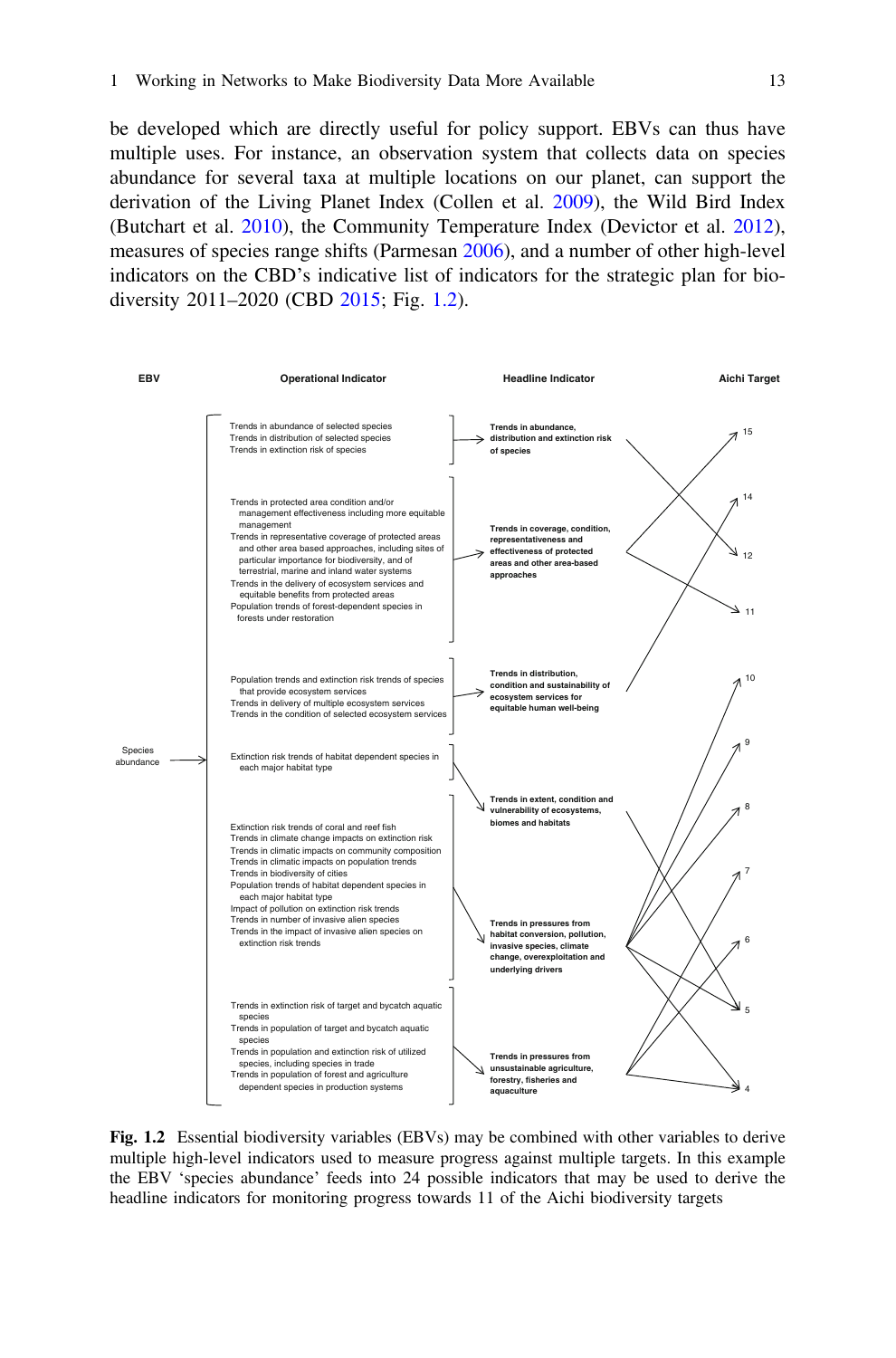be developed which are directly useful for policy support. EBVs can thus have multiple uses. For instance, an observation system that collects data on species abundance for several taxa at multiple locations on our planet, can support the derivation of the Living Planet Index (Collen et al. 2009), the Wild Bird Index (Butchart et al. 2010), the Community Temperature Index (Devictor et al. 2012), measures of species range shifts (Parmesan 2006), and a number of other high-level indicators on the CBD's indicative list of indicators for the strategic plan for biodiversity 2011–2020 (CBD 2015; Fig. 1.2).

| EBV | Operational Indicator | Headline Indicator | Aichi Target |
|---|---|---|---|
| Species abundance | Trends in abundance of selected species; Trends in distribution of selected species; Trends in extinction risk of species | Trends in abundance, distribution and extinction risk of species | 12, 5 |
| | Trends in protected area condition and/or management effectiveness including more equitable management; Trends in representative coverage of protected areas and other area based approaches, including sites of particular importance for biodiversity, and of terrestrial, marine and inland water systems; Trends in the delivery of ecosystem services and equitable benefits from protected areas; Population trends of forest-dependent species in forests under restoration | Trends in coverage, condition, representativeness and effectiveness of protected areas and other area-based approaches | 15, 11 |
| | Population trends and extinction risk trends of species that provide ecosystem services; Trends in delivery of multiple ecosystem services; Trends in the condition of selected ecosystem services | Trends in distribution, condition and sustainability of ecosystem services for equitable human well-being | 14 |
| | Extinction risk trends of habitat dependent species in each major habitat type | Trends in extent, condition and vulnerability of ecosystems, biomes and habitats | |
| | Extinction risk trends of coral and reef fish; Trends in climate change impacts on extinction risk; Trends in climatic impacts on community composition; Trends in climatic impacts on population trends; Trends in biodiversity of cities; Population trends of habitat dependent species in each major habitat type; Impact of pollution on extinction risk trends; Trends in number of invasive alien species; Trends in the impact of invasive alien species on extinction risk trends | Trends in pressures from habitat conversion, pollution, invasive species, climate change, overexploitation and underlying drivers | 10, 9, 8, 5, 4 |
| | Trends in extinction risk of target and bycatch aquatic species; Trends in population of target and bycatch aquatic species; Trends in population and extinction risk of utilized species, including species in trade; Trends in population of forest and agriculture dependent species in production systems | Trends in pressures from unsustainable agriculture, forestry, fisheries and aquaculture | 7, 6, 4 |

**Fig. 1.2** Essential biodiversity variables (EBVs) may be combined with other variables to derive multiple high-level indicators used to measure progress against multiple targets. In this example the EBV 'species abundance' feeds into 24 possible indicators that may be used to derive the headline indicators for monitoring progress towards 11 of the Aichi biodiversity targets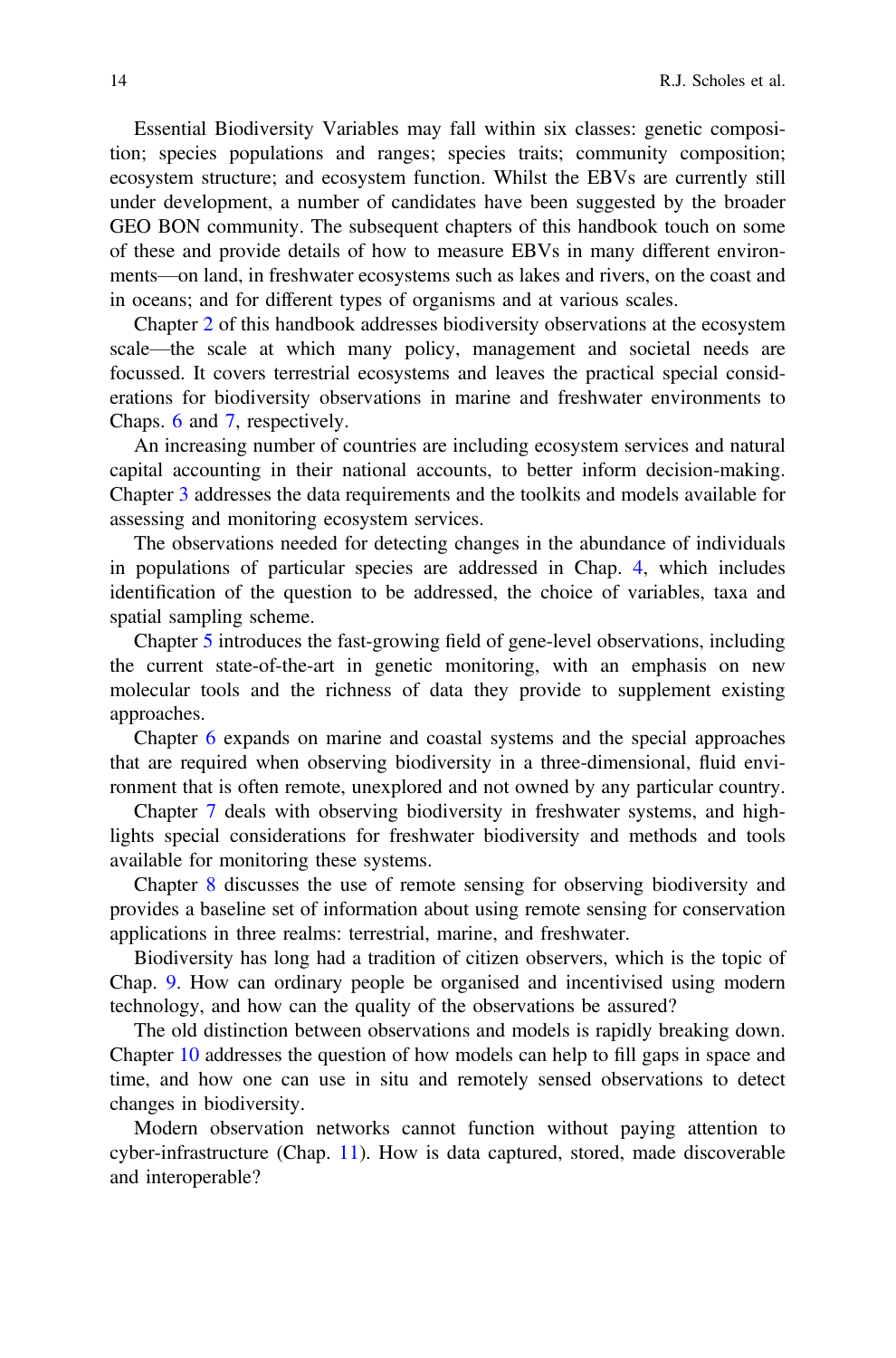Essential Biodiversity Variables may fall within six classes: genetic composition; species populations and ranges; species traits; community composition; ecosystem structure; and ecosystem function. Whilst the EBVs are currently still under development, a number of candidates have been suggested by the broader GEO BON community. The subsequent chapters of this handbook touch on some of these and provide details of how to measure EBVs in many different environments—on land, in freshwater ecosystems such as lakes and rivers, on the coast and in oceans; and for different types of organisms and at various scales.

Chapter 2 of this handbook addresses biodiversity observations at the ecosystem scale—the scale at which many policy, management and societal needs are focussed. It covers terrestrial ecosystems and leaves the practical special considerations for biodiversity observations in marine and freshwater environments to Chaps. 6 and 7, respectively.

An increasing number of countries are including ecosystem services and natural capital accounting in their national accounts, to better inform decision-making. Chapter 3 addresses the data requirements and the toolkits and models available for assessing and monitoring ecosystem services.

The observations needed for detecting changes in the abundance of individuals in populations of particular species are addressed in Chap. 4, which includes identification of the question to be addressed, the choice of variables, taxa and spatial sampling scheme.

Chapter 5 introduces the fast-growing field of gene-level observations, including the current state-of-the-art in genetic monitoring, with an emphasis on new molecular tools and the richness of data they provide to supplement existing approaches.

Chapter 6 expands on marine and coastal systems and the special approaches that are required when observing biodiversity in a three-dimensional, fluid environment that is often remote, unexplored and not owned by any particular country.

Chapter 7 deals with observing biodiversity in freshwater systems, and highlights special considerations for freshwater biodiversity and methods and tools available for monitoring these systems.

Chapter 8 discusses the use of remote sensing for observing biodiversity and provides a baseline set of information about using remote sensing for conservation applications in three realms: terrestrial, marine, and freshwater.

Biodiversity has long had a tradition of citizen observers, which is the topic of Chap. 9. How can ordinary people be organised and incentivised using modern technology, and how can the quality of the observations be assured?

The old distinction between observations and models is rapidly breaking down. Chapter 10 addresses the question of how models can help to fill gaps in space and time, and how one can use in situ and remotely sensed observations to detect changes in biodiversity.

Modern observation networks cannot function without paying attention to cyber-infrastructure (Chap. 11). How is data captured, stored, made discoverable and interoperable?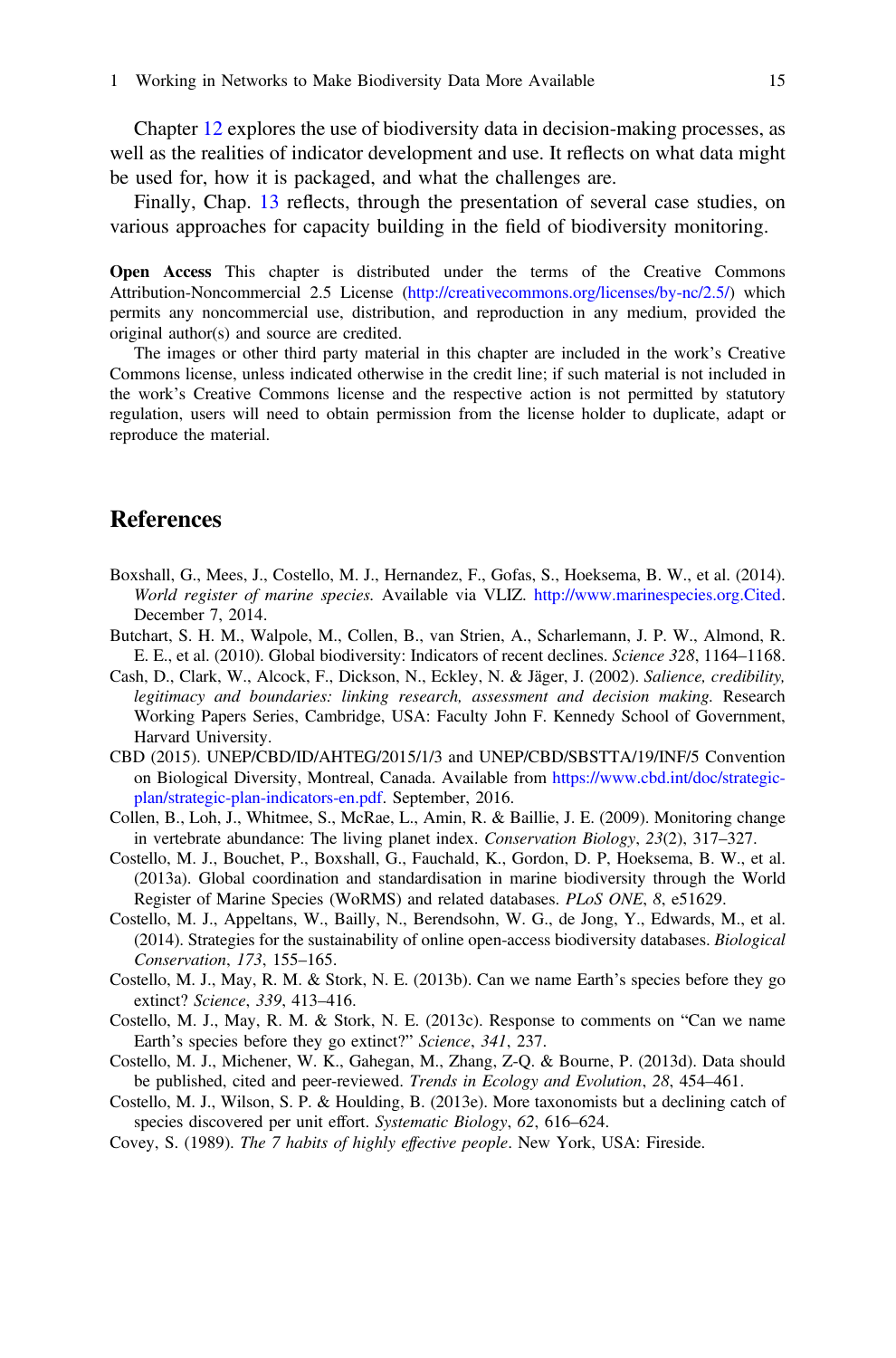Chapter 12 explores the use of biodiversity data in decision-making processes, as well as the realities of indicator development and use. It reflects on what data might be used for, how it is packaged, and what the challenges are.

Finally, Chap. 13 reflects, through the presentation of several case studies, on various approaches for capacity building in the field of biodiversity monitoring.

**Open Access** This chapter is distributed under the terms of the Creative Commons Attribution-Noncommercial 2.5 License (http://creativecommons.org/licenses/by-nc/2.5/) which permits any noncommercial use, distribution, and reproduction in any medium, provided the original author(s) and source are credited.

The images or other third party material in this chapter are included in the work's Creative Commons license, unless indicated otherwise in the credit line; if such material is not included in the work's Creative Commons license and the respective action is not permitted by statutory regulation, users will need to obtain permission from the license holder to duplicate, adapt or reproduce the material.

## References

Boxshall, G., Mees, J., Costello, M. J., Hernandez, F., Gofas, S., Hoeksema, B. W., et al. (2014). *World register of marine species*. Available via VLIZ. http://www.marinespecies.org.Cited. December 7, 2014.

Butchart, S. H. M., Walpole, M., Collen, B., van Strien, A., Scharlemann, J. P. W., Almond, R. E. E., et al. (2010). Global biodiversity: Indicators of recent declines. *Science 328*, 1164–1168.

Cash, D., Clark, W., Alcock, F., Dickson, N., Eckley, N. & Jäger, J. (2002). *Salience, credibility, legitimacy and boundaries: linking research, assessment and decision making*. Research Working Papers Series, Cambridge, USA: Faculty John F. Kennedy School of Government, Harvard University.

CBD (2015). UNEP/CBD/ID/AHTEG/2015/1/3 and UNEP/CBD/SBSTTA/19/INF/5 Convention on Biological Diversity, Montreal, Canada. Available from https://www.cbd.int/doc/strategic-plan/strategic-plan-indicators-en.pdf. September, 2016.

Collen, B., Loh, J., Whitmee, S., McRae, L., Amin, R. & Baillie, J. E. (2009). Monitoring change in vertebrate abundance: The living planet index. *Conservation Biology*, *23*(2), 317–327.

Costello, M. J., Bouchet, P., Boxshall, G., Fauchald, K., Gordon, D. P, Hoeksema, B. W., et al. (2013a). Global coordination and standardisation in marine biodiversity through the World Register of Marine Species (WoRMS) and related databases. *PLoS ONE*, *8*, e51629.

Costello, M. J., Appeltans, W., Bailly, N., Berendsohn, W. G., de Jong, Y., Edwards, M., et al. (2014). Strategies for the sustainability of online open-access biodiversity databases. *Biological Conservation*, *173*, 155–165.

Costello, M. J., May, R. M. & Stork, N. E. (2013b). Can we name Earth's species before they go extinct? *Science*, *339*, 413–416.

Costello, M. J., May, R. M. & Stork, N. E. (2013c). Response to comments on "Can we name Earth's species before they go extinct?" *Science*, *341*, 237.

Costello, M. J., Michener, W. K., Gahegan, M., Zhang, Z-Q. & Bourne, P. (2013d). Data should be published, cited and peer-reviewed. *Trends in Ecology and Evolution*, *28*, 454–461.

Costello, M. J., Wilson, S. P. & Houlding, B. (2013e). More taxonomists but a declining catch of species discovered per unit effort. *Systematic Biology*, *62*, 616–624.

Covey, S. (1989). *The 7 habits of highly effective people*. New York, USA: Fireside.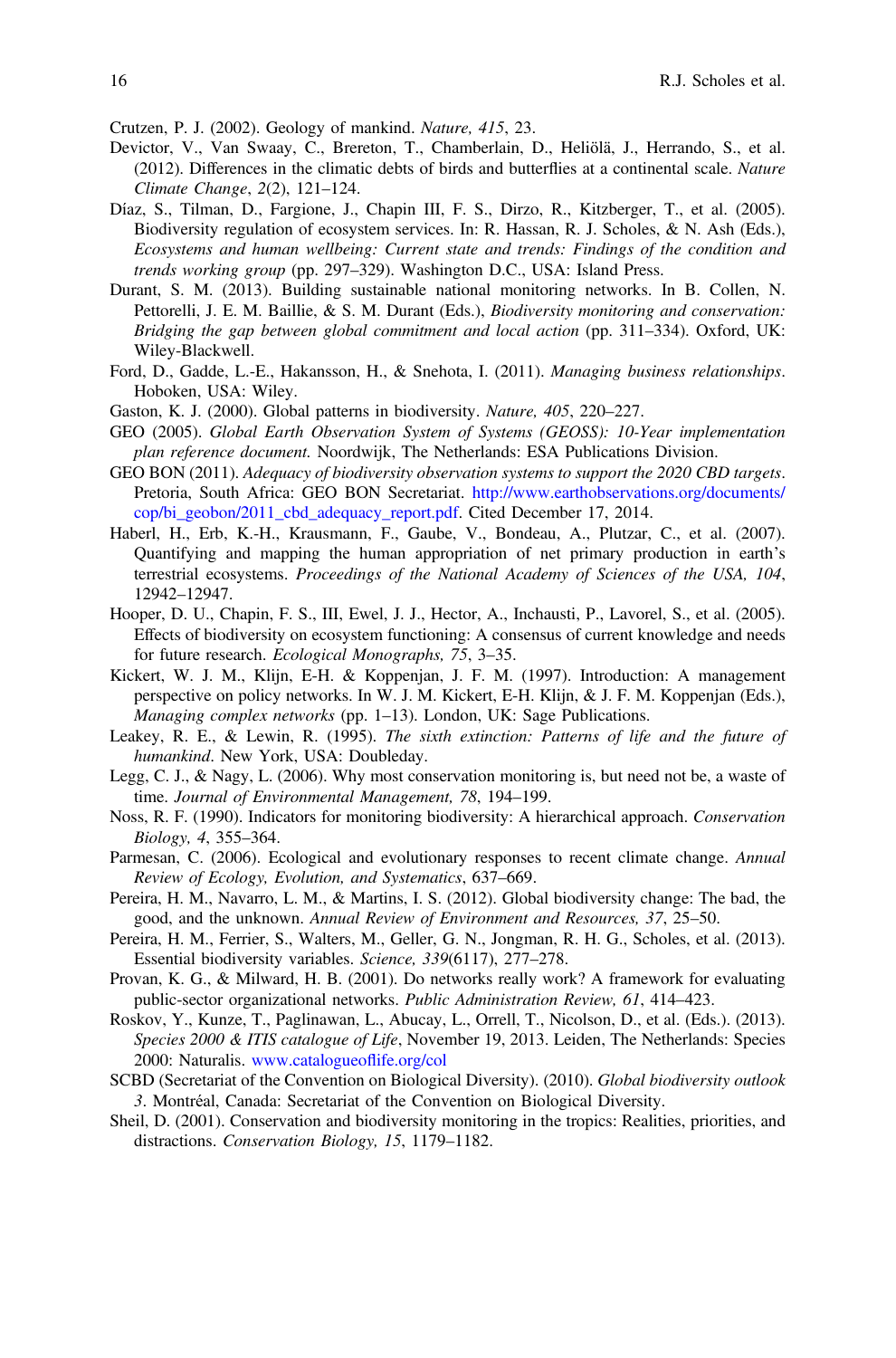Crutzen, P. J. (2002). Geology of mankind. *Nature, 415*, 23.

Devictor, V., Van Swaay, C., Brereton, T., Chamberlain, D., Heliölä, J., Herrando, S., et al. (2012). Differences in the climatic debts of birds and butterflies at a continental scale. *Nature Climate Change*, *2*(2), 121–124.

Díaz, S., Tilman, D., Fargione, J., Chapin III, F. S., Dirzo, R., Kitzberger, T., et al. (2005). Biodiversity regulation of ecosystem services. In: R. Hassan, R. J. Scholes, & N. Ash (Eds.), *Ecosystems and human wellbeing: Current state and trends: Findings of the condition and trends working group* (pp. 297–329). Washington D.C., USA: Island Press.

Durant, S. M. (2013). Building sustainable national monitoring networks. In B. Collen, N. Pettorelli, J. E. M. Baillie, & S. M. Durant (Eds.), *Biodiversity monitoring and conservation: Bridging the gap between global commitment and local action* (pp. 311–334). Oxford, UK: Wiley-Blackwell.

Ford, D., Gadde, L.-E., Hakansson, H., & Snehota, I. (2011). *Managing business relationships*. Hoboken, USA: Wiley.

Gaston, K. J. (2000). Global patterns in biodiversity. *Nature, 405*, 220–227.

GEO (2005). *Global Earth Observation System of Systems (GEOSS): 10-Year implementation plan reference document.* Noordwijk, The Netherlands: ESA Publications Division.

GEO BON (2011). *Adequacy of biodiversity observation systems to support the 2020 CBD targets*. Pretoria, South Africa: GEO BON Secretariat. http://www.earthobservations.org/documents/cop/bi_geobon/2011_cbd_adequacy_report.pdf. Cited December 17, 2014.

Haberl, H., Erb, K.-H., Krausmann, F., Gaube, V., Bondeau, A., Plutzar, C., et al. (2007). Quantifying and mapping the human appropriation of net primary production in earth's terrestrial ecosystems. *Proceedings of the National Academy of Sciences of the USA, 104*, 12942–12947.

Hooper, D. U., Chapin, F. S., III, Ewel, J. J., Hector, A., Inchausti, P., Lavorel, S., et al. (2005). Effects of biodiversity on ecosystem functioning: A consensus of current knowledge and needs for future research. *Ecological Monographs, 75*, 3–35.

Kickert, W. J. M., Klijn, E-H. & Koppenjan, J. F. M. (1997). Introduction: A management perspective on policy networks. In W. J. M. Kickert, E-H. Klijn, & J. F. M. Koppenjan (Eds.), *Managing complex networks* (pp. 1–13). London, UK: Sage Publications.

Leakey, R. E., & Lewin, R. (1995). *The sixth extinction: Patterns of life and the future of humankind*. New York, USA: Doubleday.

Legg, C. J., & Nagy, L. (2006). Why most conservation monitoring is, but need not be, a waste of time. *Journal of Environmental Management, 78*, 194–199.

Noss, R. F. (1990). Indicators for monitoring biodiversity: A hierarchical approach. *Conservation Biology, 4*, 355–364.

Parmesan, C. (2006). Ecological and evolutionary responses to recent climate change. *Annual Review of Ecology, Evolution, and Systematics*, 637–669.

Pereira, H. M., Navarro, L. M., & Martins, I. S. (2012). Global biodiversity change: The bad, the good, and the unknown. *Annual Review of Environment and Resources, 37*, 25–50.

Pereira, H. M., Ferrier, S., Walters, M., Geller, G. N., Jongman, R. H. G., Scholes, et al. (2013). Essential biodiversity variables. *Science, 339*(6117), 277–278.

Provan, K. G., & Milward, H. B. (2001). Do networks really work? A framework for evaluating public-sector organizational networks. *Public Administration Review, 61*, 414–423.

Roskov, Y., Kunze, T., Paglinawan, L., Abucay, L., Orrell, T., Nicolson, D., et al. (Eds.). (2013). *Species 2000 & ITIS catalogue of Life*, November 19, 2013. Leiden, The Netherlands: Species 2000: Naturalis. www.catalogueoflife.org/col

SCBD (Secretariat of the Convention on Biological Diversity). (2010). *Global biodiversity outlook 3*. Montréal, Canada: Secretariat of the Convention on Biological Diversity.

Sheil, D. (2001). Conservation and biodiversity monitoring in the tropics: Realities, priorities, and distractions. *Conservation Biology, 15*, 1179–1182.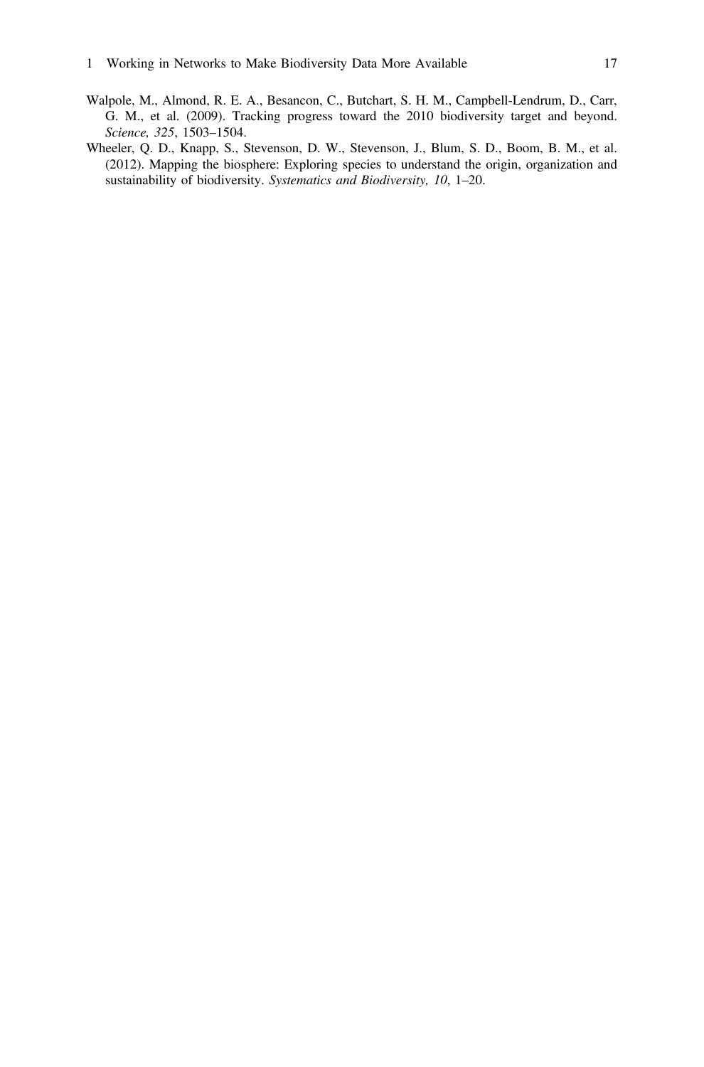Walpole, M., Almond, R. E. A., Besancon, C., Butchart, S. H. M., Campbell-Lendrum, D., Carr, G. M., et al. (2009). Tracking progress toward the 2010 biodiversity target and beyond. *Science, 325*, 1503–1504.

Wheeler, Q. D., Knapp, S., Stevenson, D. W., Stevenson, J., Blum, S. D., Boom, B. M., et al. (2012). Mapping the biosphere: Exploring species to understand the origin, organization and sustainability of biodiversity. *Systematics and Biodiversity, 10*, 1–20.